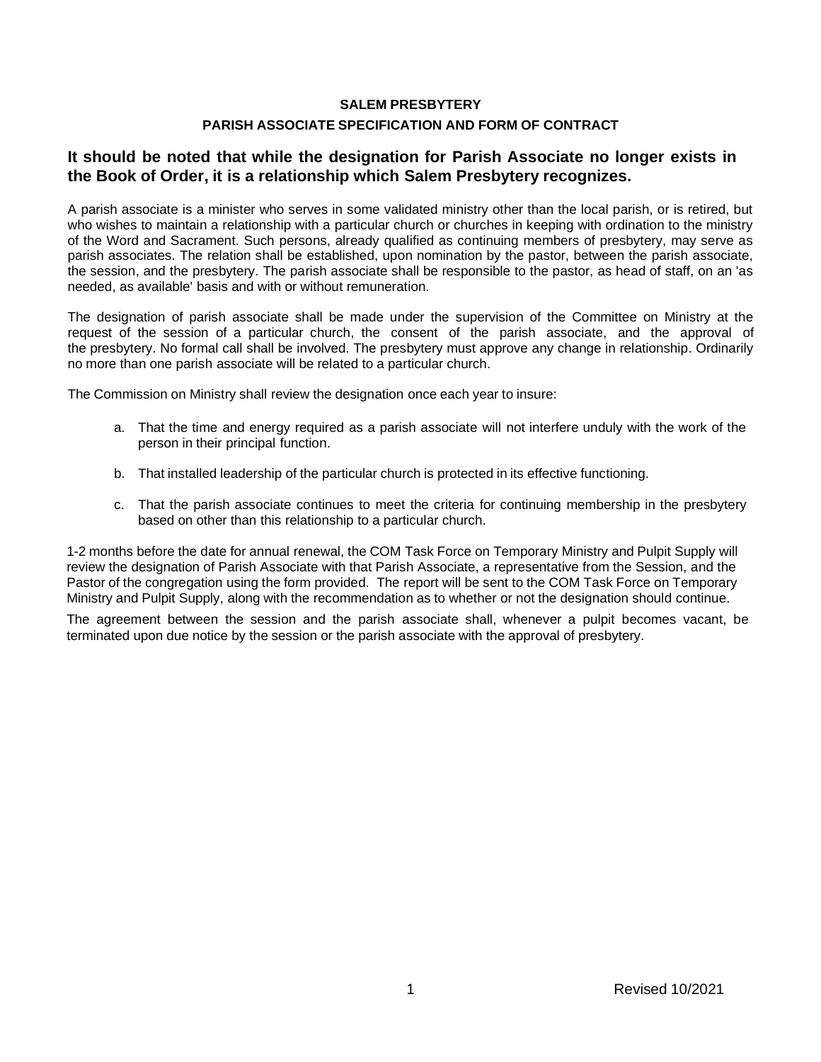## SALEM PRESBYTERY

### PARISH ASSOCIATE SPECIFICATION AND FORM OF CONTRACT

**It should be noted that while the designation for Parish Associate no longer exists in the Book of Order, it is a relationship which Salem Presbytery recognizes.**

A parish associate is a minister who serves in some validated ministry other than the local parish, or is retired, but who wishes to maintain a relationship with a particular church or churches in keeping with ordination to the ministry of the Word and Sacrament. Such persons, already qualified as continuing members of presbytery, may serve as parish associates. The relation shall be established, upon nomination by the pastor, between the parish associate, the session, and the presbytery. The parish associate shall be responsible to the pastor, as head of staff, on an 'as needed, as available' basis and with or without remuneration.

The designation of parish associate shall be made under the supervision of the Committee on Ministry at the request of the session of a particular church, the consent of the parish associate, and the approval of the presbytery. No formal call shall be involved. The presbytery must approve any change in relationship. Ordinarily no more than one parish associate will be related to a particular church.

The Commission on Ministry shall review the designation once each year to insure:

a. That the time and energy required as a parish associate will not interfere unduly with the work of the person in their principal function.

b. That installed leadership of the particular church is protected in its effective functioning.

c. That the parish associate continues to meet the criteria for continuing membership in the presbytery based on other than this relationship to a particular church.

1-2 months before the date for annual renewal, the COM Task Force on Temporary Ministry and Pulpit Supply will review the designation of Parish Associate with that Parish Associate, a representative from the Session, and the Pastor of the congregation using the form provided. The report will be sent to the COM Task Force on Temporary Ministry and Pulpit Supply, along with the recommendation as to whether or not the designation should continue.

The agreement between the session and the parish associate shall, whenever a pulpit becomes vacant, be terminated upon due notice by the session or the parish associate with the approval of presbytery.

Revised 10/2021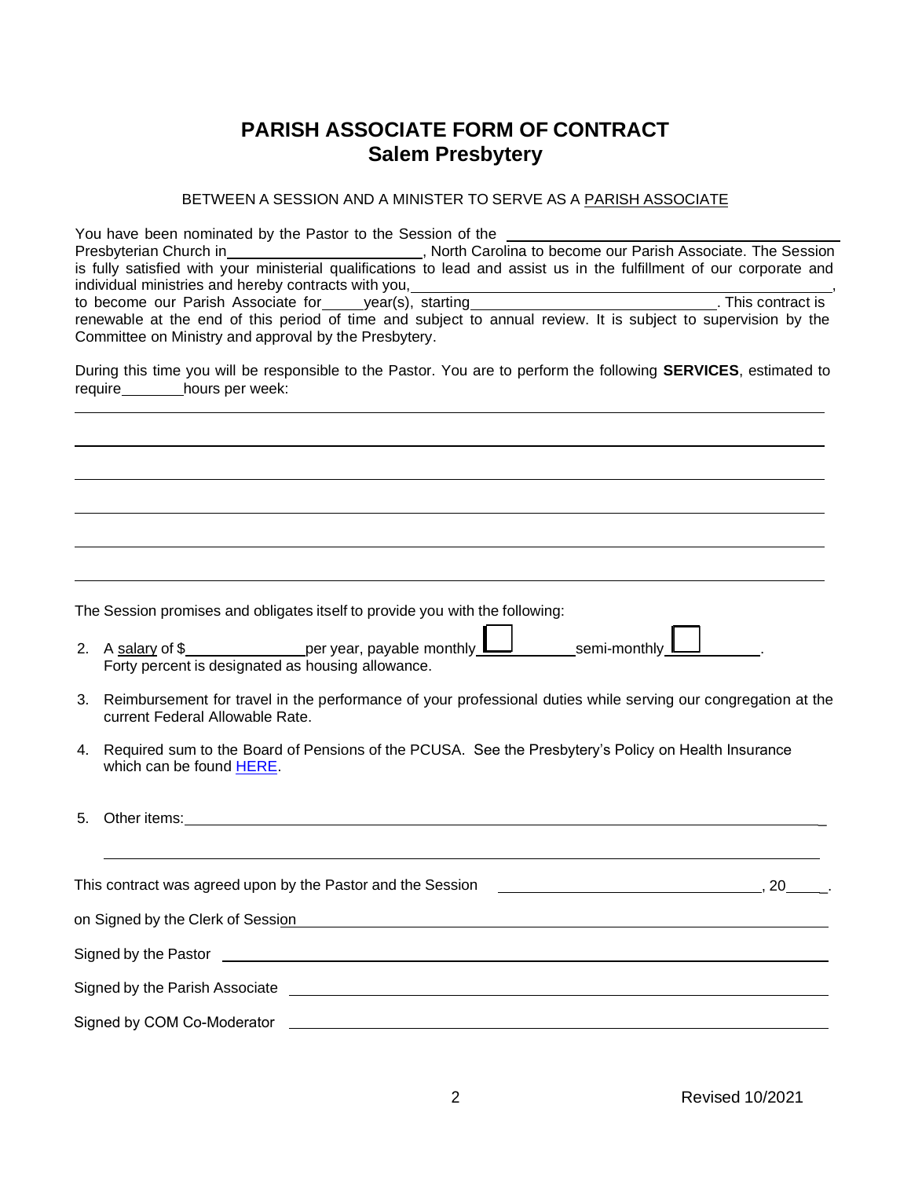# PARISH ASSOCIATE FORM OF CONTRACT
## Salem Presbytery

BETWEEN A SESSION AND A MINISTER TO SERVE AS A PARISH ASSOCIATE

You have been nominated by the Pastor to the Session of the ______________________________ Presbyterian Church in ______________________, North Carolina to become our Parish Associate. The Session is fully satisfied with your ministerial qualifications to lead and assist us in the fulfillment of our corporate and individual ministries and hereby contracts with you, ______________________________, to become our Parish Associate for _____ year(s), starting ______________________________. This contract is renewable at the end of this period of time and subject to annual review. It is subject to supervision by the Committee on Ministry and approval by the Presbytery.

During this time you will be responsible to the Pastor. You are to perform the following **SERVICES**, estimated to require ________ hours per week:

______________________________________________________________________

______________________________________________________________________

______________________________________________________________________

______________________________________________________________________

______________________________________________________________________

______________________________________________________________________

The Session promises and obligates itself to provide you with the following:

2. A salary of $______________ per year, payable monthly ☐ ____________ semi-monthly ☐ ____________.
   Forty percent is designated as housing allowance.
3. Reimbursement for travel in the performance of your professional duties while serving our congregation at the current Federal Allowable Rate.
4. Required sum to the Board of Pensions of the PCUSA. See the Presbytery's Policy on Health Insurance which can be found HERE.
5. Other items: ______________________________________________________________________

   ______________________________________________________________________

This contract was agreed upon by the Pastor and the Session ______________________________, 20_____.

on Signed by the Clerk of Session ______________________________________________________

Signed by the Pastor ______________________________________________________

Signed by the Parish Associate ______________________________________________________

Signed by COM Co-Moderator ______________________________________________________

Revised 10/2021